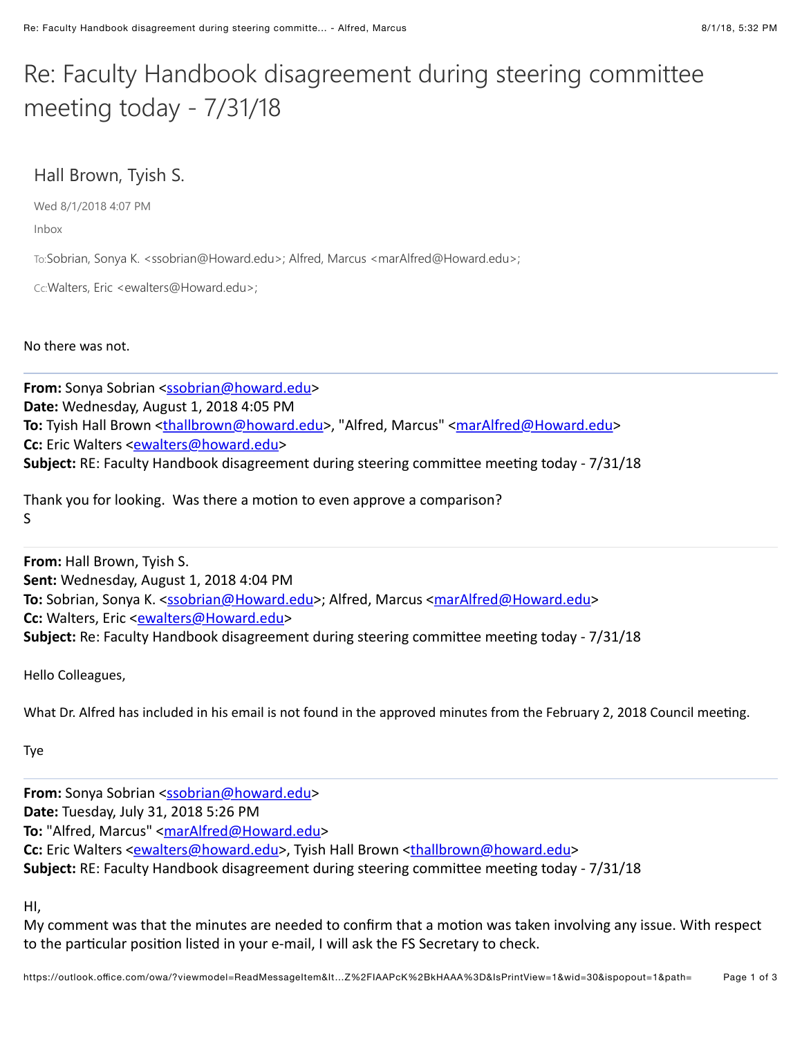# Re: Faculty Handbook disagreement during steering committee meeting today - 7/31/18

Hall Brown, Tyish S.

Wed 8/1/2018 4:07 PM

Inbox

To: Sobrian, Sonya K. <ssobrian@Howard.edu>; Alfred, Marcus <marAlfred@Howard.edu>;

Cc: Walters, Eric <ewalters@Howard.edu>;

No there was not.

---

**From:** Sonya Sobrian <ssobrian@howard.edu>
**Date:** Wednesday, August 1, 2018 4:05 PM
**To:** Tyish Hall Brown <thallbrown@howard.edu>, "Alfred, Marcus" <marAlfred@Howard.edu>
**Cc:** Eric Walters <ewalters@howard.edu>
**Subject:** RE: Faculty Handbook disagreement during steering committee meeting today - 7/31/18

Thank you for looking. Was there a motion to even approve a comparison?
S

---

**From:** Hall Brown, Tyish S.
**Sent:** Wednesday, August 1, 2018 4:04 PM
**To:** Sobrian, Sonya K. <ssobrian@Howard.edu>; Alfred, Marcus <marAlfred@Howard.edu>
**Cc:** Walters, Eric <ewalters@Howard.edu>
**Subject:** Re: Faculty Handbook disagreement during steering committee meeting today - 7/31/18

Hello Colleagues,

What Dr. Alfred has included in his email is not found in the approved minutes from the February 2, 2018 Council meeting.

Tye

---

**From:** Sonya Sobrian <ssobrian@howard.edu>
**Date:** Tuesday, July 31, 2018 5:26 PM
**To:** "Alfred, Marcus" <marAlfred@Howard.edu>
**Cc:** Eric Walters <ewalters@howard.edu>, Tyish Hall Brown <thallbrown@howard.edu>
**Subject:** RE: Faculty Handbook disagreement during steering committee meeting today - 7/31/18

HI,
My comment was that the minutes are needed to confirm that a motion was taken involving any issue. With respect to the particular position listed in your e-mail, I will ask the FS Secretary to check.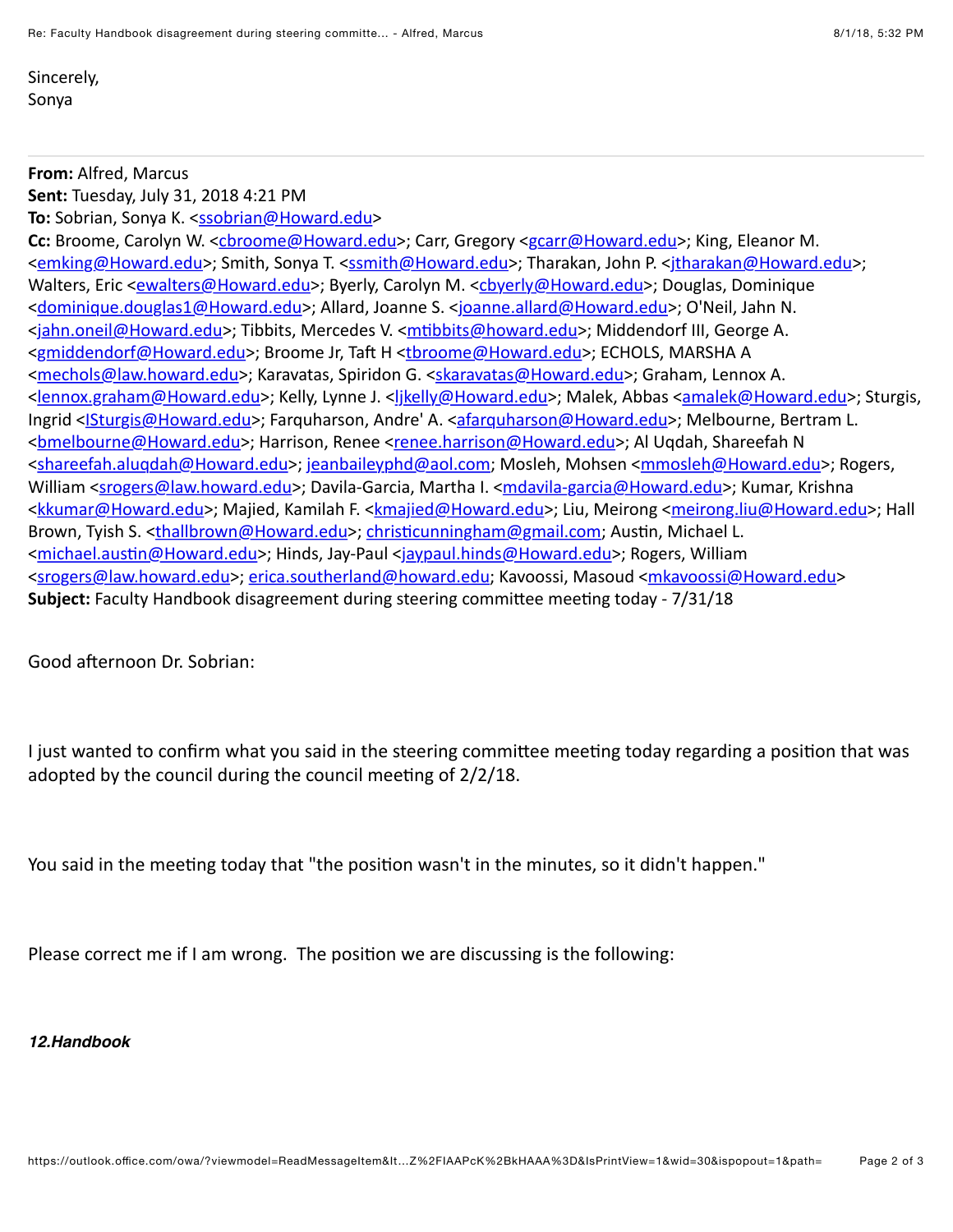Sincerely,
Sonya

---

**From:** Alfred, Marcus
**Sent:** Tuesday, July 31, 2018 4:21 PM
**To:** Sobrian, Sonya K. <ssobrian@Howard.edu>
**Cc:** Broome, Carolyn W. <cbroome@Howard.edu>; Carr, Gregory <gcarr@Howard.edu>; King, Eleanor M. <emking@Howard.edu>; Smith, Sonya T. <ssmith@Howard.edu>; Tharakan, John P. <jtharakan@Howard.edu>; Walters, Eric <ewalters@Howard.edu>; Byerly, Carolyn M. <cbyerly@Howard.edu>; Douglas, Dominique <dominique.douglas1@Howard.edu>; Allard, Joanne S. <joanne.allard@Howard.edu>; O'Neil, Jahn N. <jahn.oneil@Howard.edu>; Tibbits, Mercedes V. <mtibbits@howard.edu>; Middendorf III, George A. <gmiddendorf@Howard.edu>; Broome Jr, Taft H <tbroome@Howard.edu>; ECHOLS, MARSHA A <mechols@law.howard.edu>; Karavatas, Spiridon G. <skaravatas@Howard.edu>; Graham, Lennox A. <lennox.graham@Howard.edu>; Kelly, Lynne J. <ljkelly@Howard.edu>; Malek, Abbas <amalek@Howard.edu>; Sturgis, Ingrid <ISturgis@Howard.edu>; Farquharson, Andre' A. <afarquharson@Howard.edu>; Melbourne, Bertram L. <bmelbourne@Howard.edu>; Harrison, Renee <renee.harrison@Howard.edu>; Al Uqdah, Shareefah N <shareefah.aluqdah@Howard.edu>; jeanbaileyphd@aol.com; Mosleh, Mohsen <mmosleh@Howard.edu>; Rogers, William <srogers@law.howard.edu>; Davila-Garcia, Martha I. <mdavila-garcia@Howard.edu>; Kumar, Krishna <kkumar@Howard.edu>; Majied, Kamilah F. <kmajied@Howard.edu>; Liu, Meirong <meirong.liu@Howard.edu>; Hall Brown, Tyish S. <thallbrown@Howard.edu>; christicunningham@gmail.com; Austin, Michael L. <michael.austin@Howard.edu>; Hinds, Jay-Paul <jaypaul.hinds@Howard.edu>; Rogers, William <srogers@law.howard.edu>; erica.southerland@howard.edu; Kavoossi, Masoud <mkavoossi@Howard.edu>
**Subject:** Faculty Handbook disagreement during steering committee meeting today - 7/31/18

Good afternoon Dr. Sobrian:

I just wanted to confirm what you said in the steering committee meeting today regarding a position that was adopted by the council during the council meeting of 2/2/18.

You said in the meeting today that "the position wasn't in the minutes, so it didn't happen."

Please correct me if I am wrong. The position we are discussing is the following:

***12.Handbook***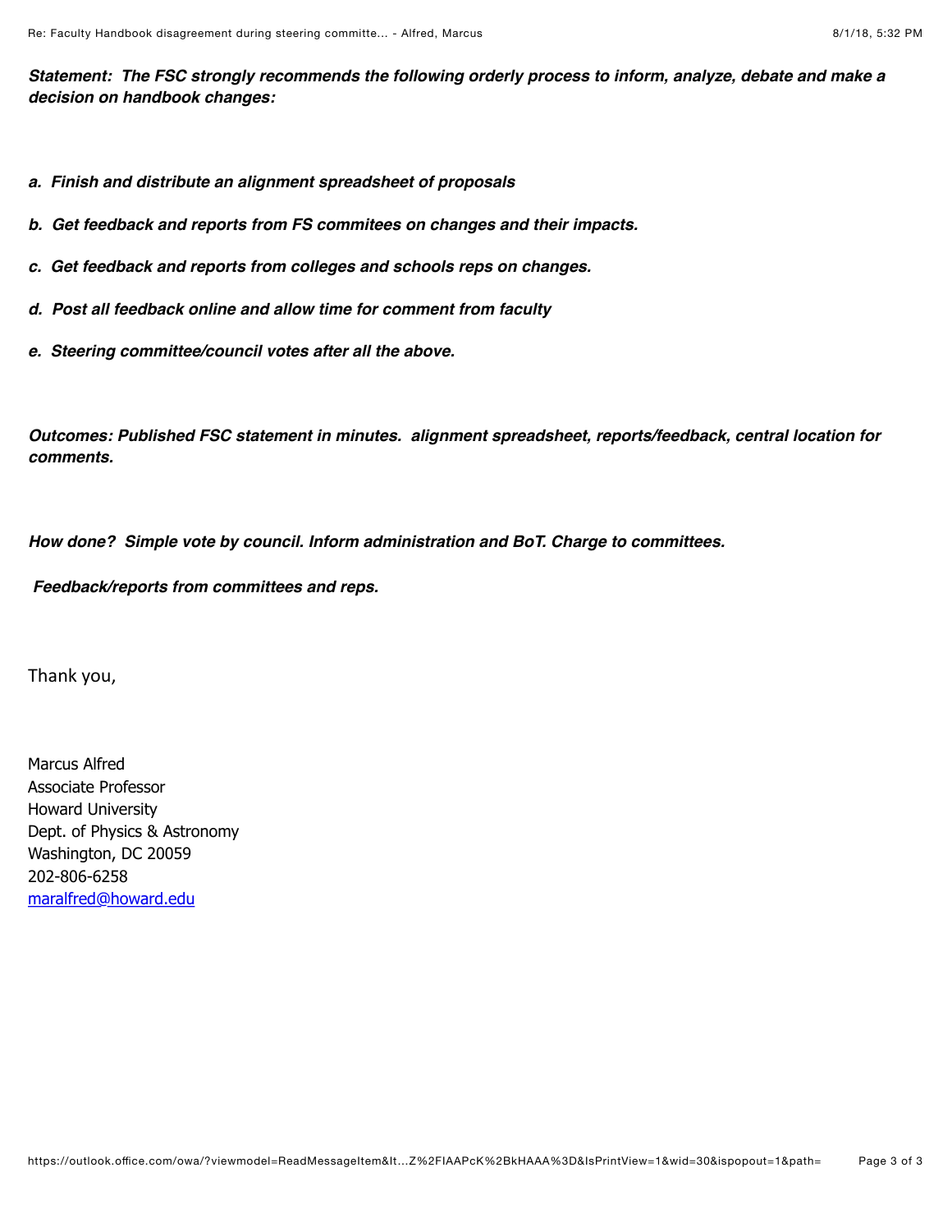***Statement: The FSC strongly recommends the following orderly process to inform, analyze, debate and make a decision on handbook changes:***

***a. Finish and distribute an alignment spreadsheet of proposals***

***b. Get feedback and reports from FS commitees on changes and their impacts.***

***c. Get feedback and reports from colleges and schools reps on changes.***

***d. Post all feedback online and allow time for comment from faculty***

***e. Steering committee/council votes after all the above.***

***Outcomes: Published FSC statement in minutes. alignment spreadsheet, reports/feedback, central location for comments.***

***How done? Simple vote by council. Inform administration and BoT. Charge to committees.***

***Feedback/reports from committees and reps.***

Thank you,

Marcus Alfred  
Associate Professor  
Howard University  
Dept. of Physics & Astronomy  
Washington, DC 20059  
202-806-6258  
maralfred@howard.edu